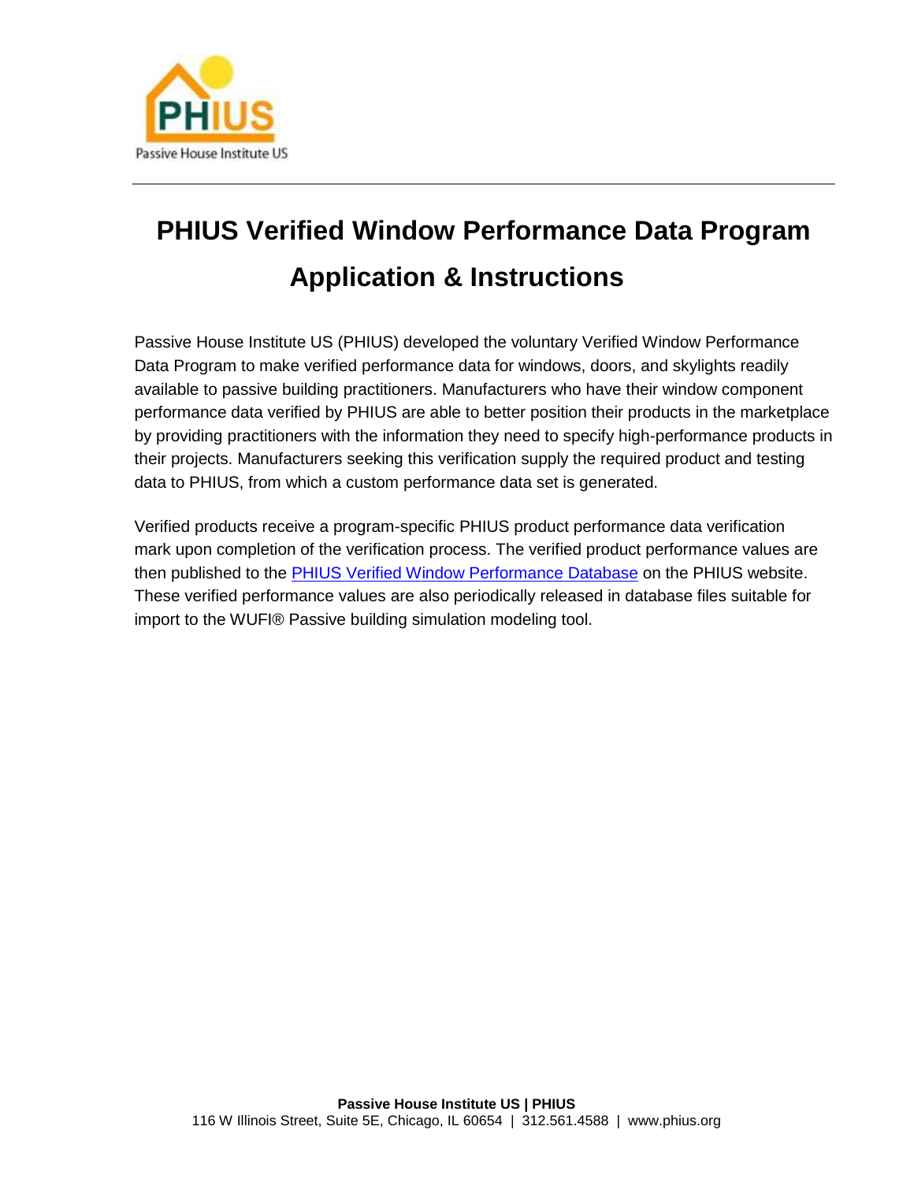Passive House Institute US

# PHIUS Verified Window Performance Data Program

# Application & Instructions

Passive House Institute US (PHIUS) developed the voluntary Verified Window Performance Data Program to make verified performance data for windows, doors, and skylights readily available to passive building practitioners. Manufacturers who have their window component performance data verified by PHIUS are able to better position their products in the marketplace by providing practitioners with the information they need to specify high-performance products in their projects. Manufacturers seeking this verification supply the required product and testing data to PHIUS, from which a custom performance data set is generated.

Verified products receive a program-specific PHIUS product performance data verification mark upon completion of the verification process. The verified product performance values are then published to the PHIUS Verified Window Performance Database on the PHIUS website. These verified performance values are also periodically released in database files suitable for import to the WUFI® Passive building simulation modeling tool.

**Passive House Institute US | PHIUS**
116 W Illinois Street, Suite 5E, Chicago, IL 60654 | 312.561.4588 | www.phius.org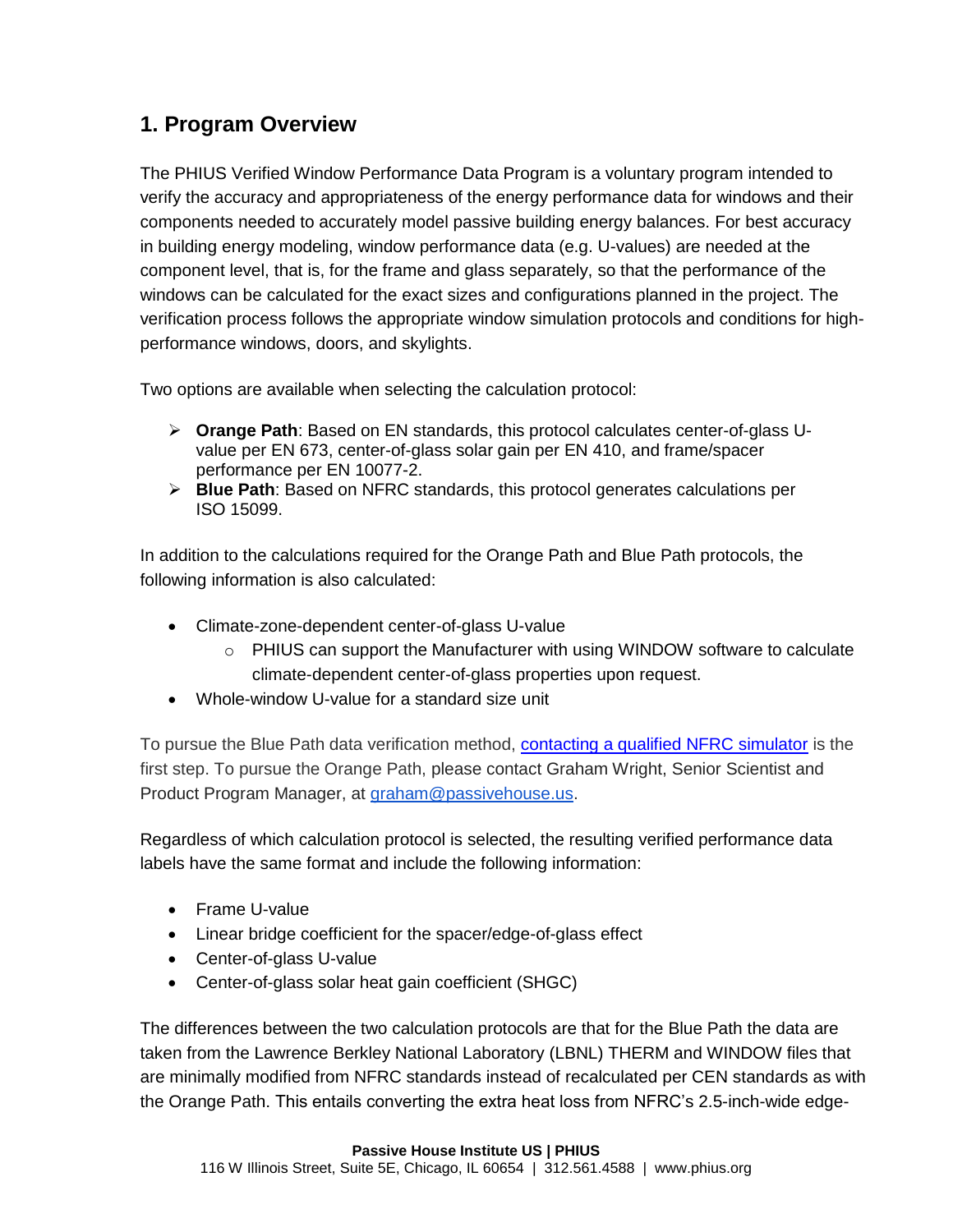## 1. Program Overview

The PHIUS Verified Window Performance Data Program is a voluntary program intended to verify the accuracy and appropriateness of the energy performance data for windows and their components needed to accurately model passive building energy balances. For best accuracy in building energy modeling, window performance data (e.g. U-values) are needed at the component level, that is, for the frame and glass separately, so that the performance of the windows can be calculated for the exact sizes and configurations planned in the project. The verification process follows the appropriate window simulation protocols and conditions for high-performance windows, doors, and skylights.

Two options are available when selecting the calculation protocol:

- **Orange Path**: Based on EN standards, this protocol calculates center-of-glass U-value per EN 673, center-of-glass solar gain per EN 410, and frame/spacer performance per EN 10077-2.
- **Blue Path**: Based on NFRC standards, this protocol generates calculations per ISO 15099.

In addition to the calculations required for the Orange Path and Blue Path protocols, the following information is also calculated:

- Climate-zone-dependent center-of-glass U-value
  - PHIUS can support the Manufacturer with using WINDOW software to calculate climate-dependent center-of-glass properties upon request.
- Whole-window U-value for a standard size unit

To pursue the Blue Path data verification method, [contacting a qualified NFRC simulator]() is the first step. To pursue the Orange Path, please contact Graham Wright, Senior Scientist and Product Program Manager, at [graham@passivehouse.us](mailto:graham@passivehouse.us).

Regardless of which calculation protocol is selected, the resulting verified performance data labels have the same format and include the following information:

- Frame U-value
- Linear bridge coefficient for the spacer/edge-of-glass effect
- Center-of-glass U-value
- Center-of-glass solar heat gain coefficient (SHGC)

The differences between the two calculation protocols are that for the Blue Path the data are taken from the Lawrence Berkley National Laboratory (LBNL) THERM and WINDOW files that are minimally modified from NFRC standards instead of recalculated per CEN standards as with the Orange Path. This entails converting the extra heat loss from NFRC's 2.5-inch-wide edge-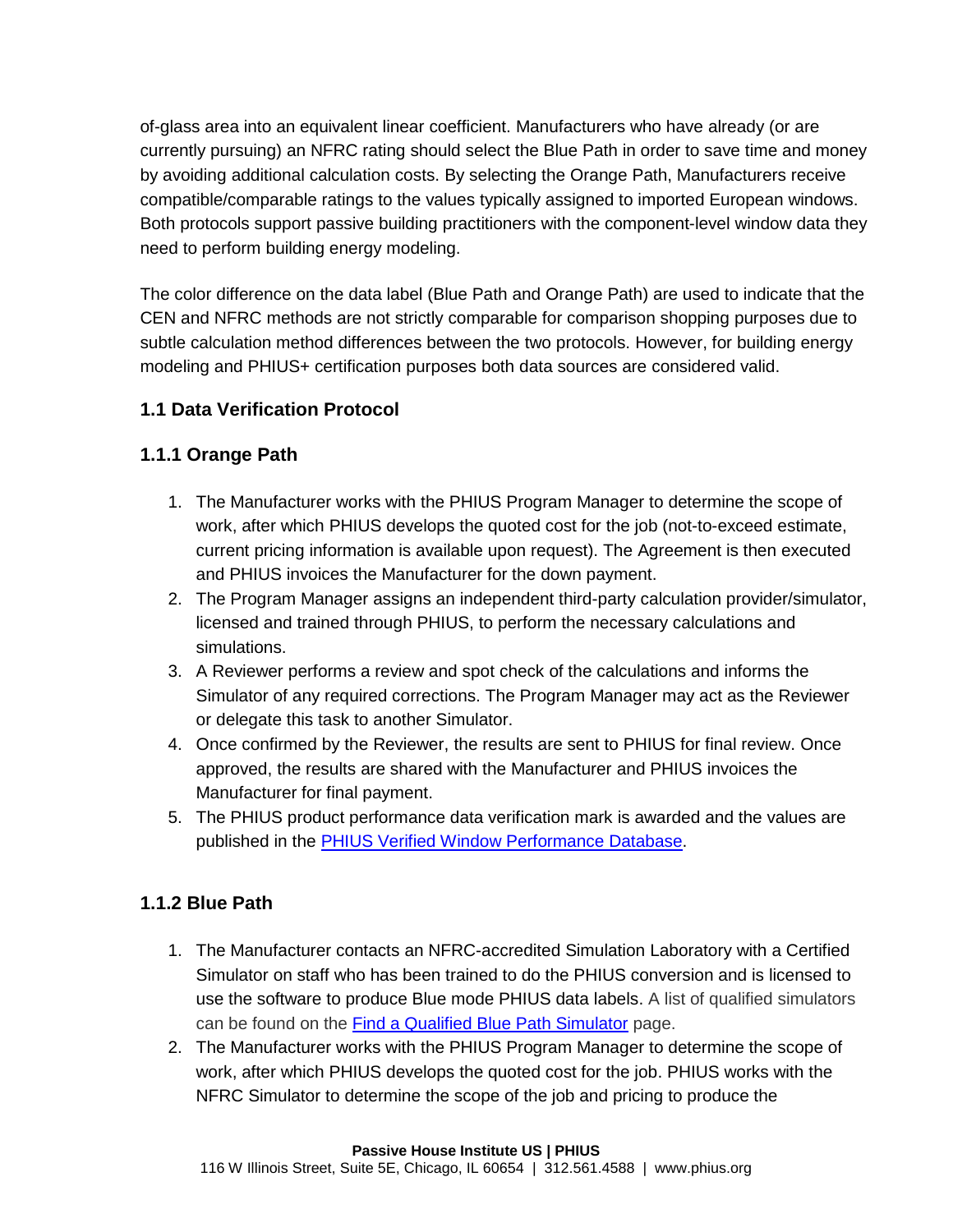of-glass area into an equivalent linear coefficient. Manufacturers who have already (or are currently pursuing) an NFRC rating should select the Blue Path in order to save time and money by avoiding additional calculation costs. By selecting the Orange Path, Manufacturers receive compatible/comparable ratings to the values typically assigned to imported European windows. Both protocols support passive building practitioners with the component-level window data they need to perform building energy modeling.

The color difference on the data label (Blue Path and Orange Path) are used to indicate that the CEN and NFRC methods are not strictly comparable for comparison shopping purposes due to subtle calculation method differences between the two protocols. However, for building energy modeling and PHIUS+ certification purposes both data sources are considered valid.

### 1.1 Data Verification Protocol

#### 1.1.1 Orange Path

1. The Manufacturer works with the PHIUS Program Manager to determine the scope of work, after which PHIUS develops the quoted cost for the job (not-to-exceed estimate, current pricing information is available upon request). The Agreement is then executed and PHIUS invoices the Manufacturer for the down payment.
2. The Program Manager assigns an independent third-party calculation provider/simulator, licensed and trained through PHIUS, to perform the necessary calculations and simulations.
3. A Reviewer performs a review and spot check of the calculations and informs the Simulator of any required corrections. The Program Manager may act as the Reviewer or delegate this task to another Simulator.
4. Once confirmed by the Reviewer, the results are sent to PHIUS for final review. Once approved, the results are shared with the Manufacturer and PHIUS invoices the Manufacturer for final payment.
5. The PHIUS product performance data verification mark is awarded and the values are published in the PHIUS Verified Window Performance Database.

#### 1.1.2 Blue Path

1. The Manufacturer contacts an NFRC-accredited Simulation Laboratory with a Certified Simulator on staff who has been trained to do the PHIUS conversion and is licensed to use the software to produce Blue mode PHIUS data labels. A list of qualified simulators can be found on the Find a Qualified Blue Path Simulator page.
2. The Manufacturer works with the PHIUS Program Manager to determine the scope of work, after which PHIUS develops the quoted cost for the job. PHIUS works with the NFRC Simulator to determine the scope of the job and pricing to produce the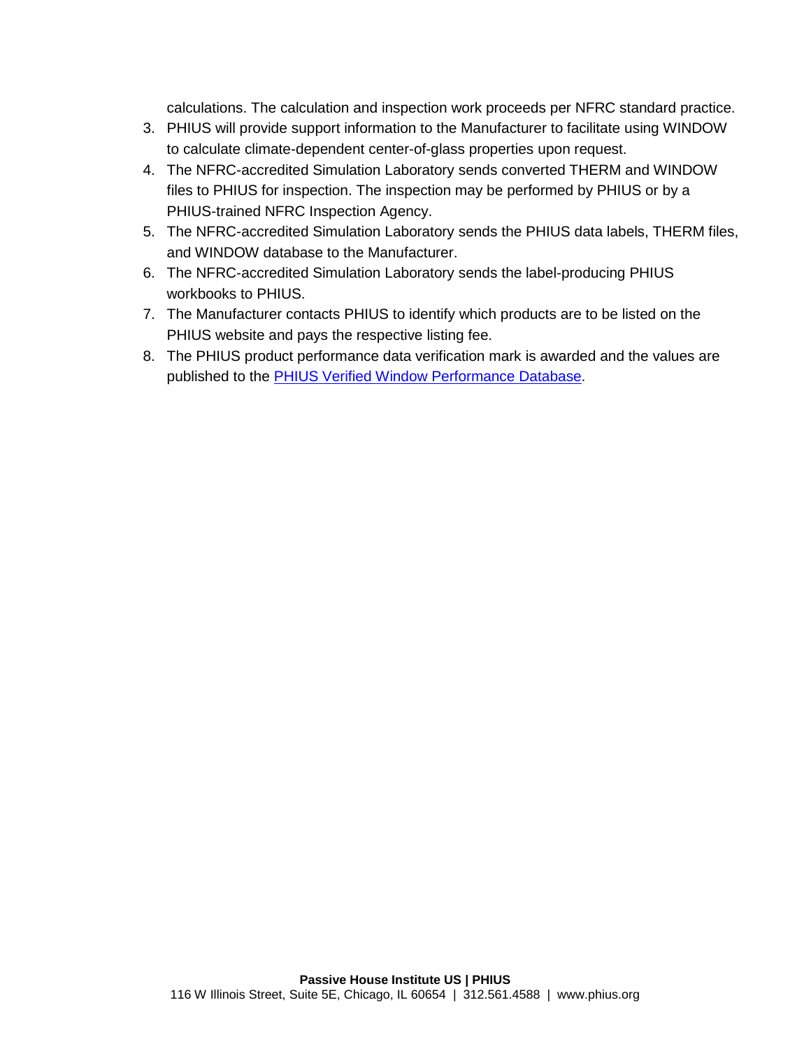calculations. The calculation and inspection work proceeds per NFRC standard practice.

3. PHIUS will provide support information to the Manufacturer to facilitate using WINDOW to calculate climate-dependent center-of-glass properties upon request.
4. The NFRC-accredited Simulation Laboratory sends converted THERM and WINDOW files to PHIUS for inspection. The inspection may be performed by PHIUS or by a PHIUS-trained NFRC Inspection Agency.
5. The NFRC-accredited Simulation Laboratory sends the PHIUS data labels, THERM files, and WINDOW database to the Manufacturer.
6. The NFRC-accredited Simulation Laboratory sends the label-producing PHIUS workbooks to PHIUS.
7. The Manufacturer contacts PHIUS to identify which products are to be listed on the PHIUS website and pays the respective listing fee.
8. The PHIUS product performance data verification mark is awarded and the values are published to the PHIUS Verified Window Performance Database.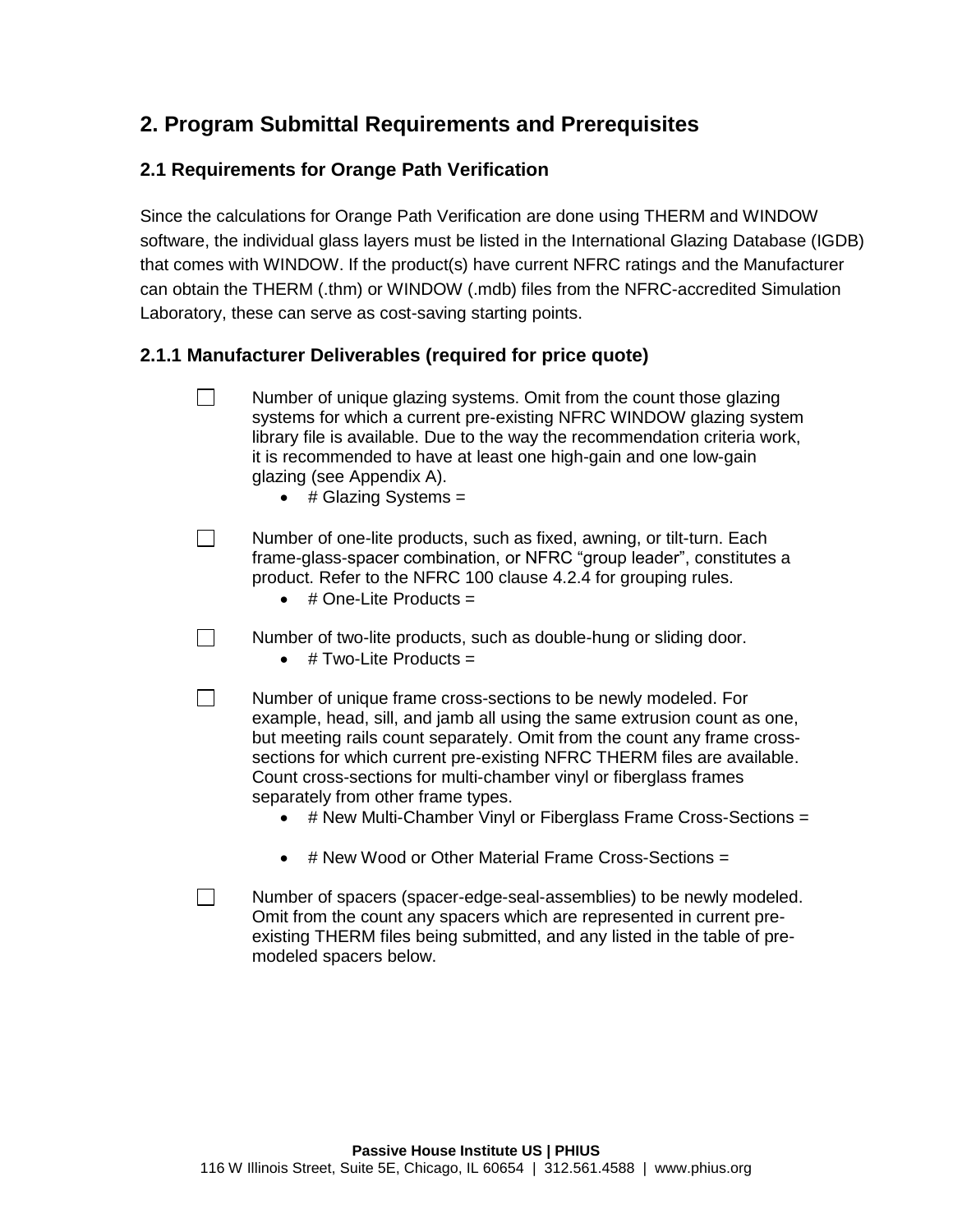## 2. Program Submittal Requirements and Prerequisites

### 2.1 Requirements for Orange Path Verification

Since the calculations for Orange Path Verification are done using THERM and WINDOW software, the individual glass layers must be listed in the International Glazing Database (IGDB) that comes with WINDOW. If the product(s) have current NFRC ratings and the Manufacturer can obtain the THERM (.thm) or WINDOW (.mdb) files from the NFRC-accredited Simulation Laboratory, these can serve as cost-saving starting points.

### 2.1.1 Manufacturer Deliverables (required for price quote)

- [ ] Number of unique glazing systems. Omit from the count those glazing systems for which a current pre-existing NFRC WINDOW glazing system library file is available. Due to the way the recommendation criteria work, it is recommended to have at least one high-gain and one low-gain glazing (see Appendix A).
  - # Glazing Systems =

- [ ] Number of one-lite products, such as fixed, awning, or tilt-turn. Each frame-glass-spacer combination, or NFRC "group leader", constitutes a product. Refer to the NFRC 100 clause 4.2.4 for grouping rules.
  - # One-Lite Products =

- [ ] Number of two-lite products, such as double-hung or sliding door.
  - # Two-Lite Products =

- [ ] Number of unique frame cross-sections to be newly modeled. For example, head, sill, and jamb all using the same extrusion count as one, but meeting rails count separately. Omit from the count any frame cross-sections for which current pre-existing NFRC THERM files are available. Count cross-sections for multi-chamber vinyl or fiberglass frames separately from other frame types.
  - # New Multi-Chamber Vinyl or Fiberglass Frame Cross-Sections =
  - # New Wood or Other Material Frame Cross-Sections =

- [ ] Number of spacers (spacer-edge-seal-assemblies) to be newly modeled. Omit from the count any spacers which are represented in current pre-existing THERM files being submitted, and any listed in the table of pre-modeled spacers below.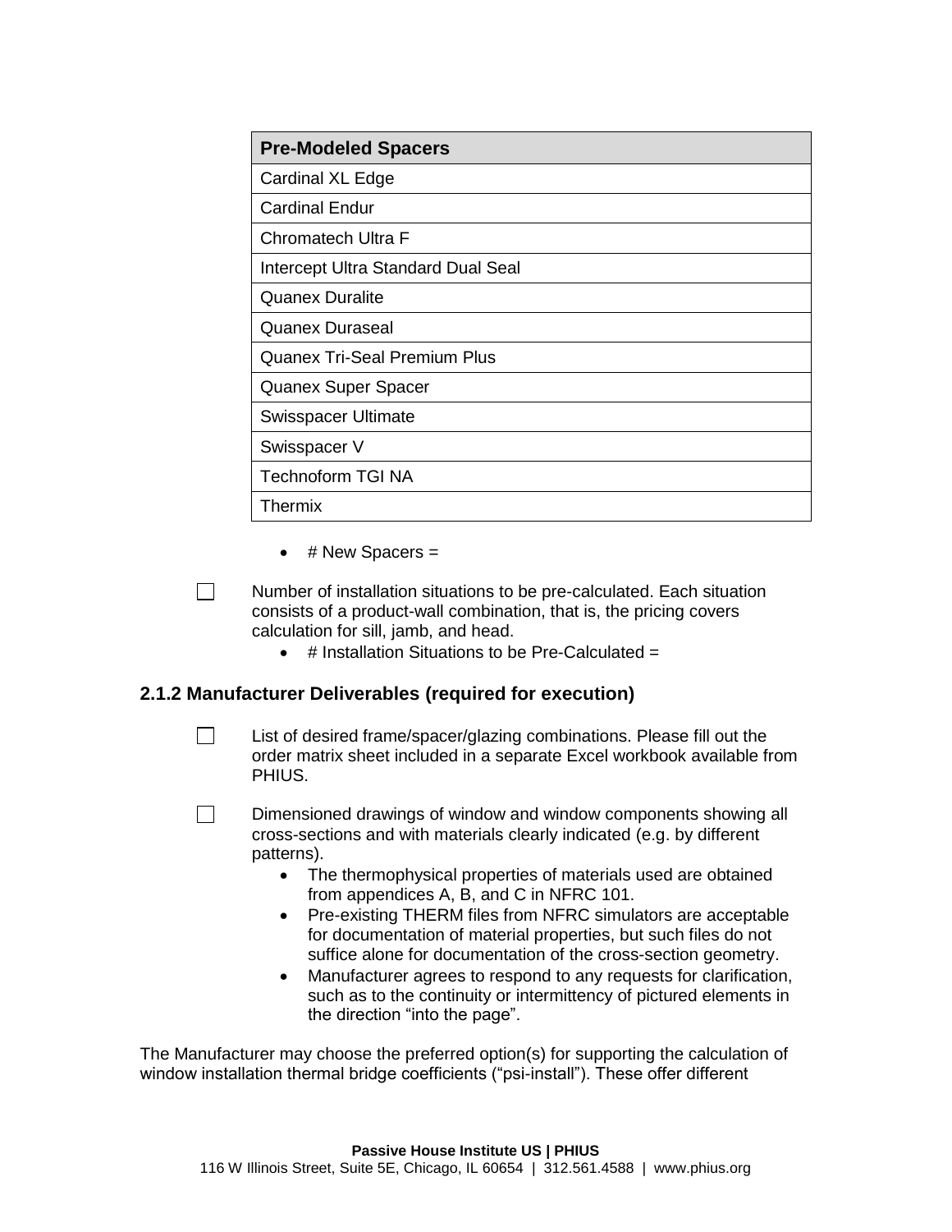| Pre-Modeled Spacers |
|---|
| Cardinal XL Edge |
| Cardinal Endur |
| Chromatech Ultra F |
| Intercept Ultra Standard Dual Seal |
| Quanex Duralite |
| Quanex Duraseal |
| Quanex Tri-Seal Premium Plus |
| Quanex Super Spacer |
| Swisspacer Ultimate |
| Swisspacer V |
| Technoform TGI NA |
| Thermix |

- # New Spacers =

☐ Number of installation situations to be pre-calculated. Each situation consists of a product-wall combination, that is, the pricing covers calculation for sill, jamb, and head.

- # Installation Situations to be Pre-Calculated =

### 2.1.2 Manufacturer Deliverables (required for execution)

☐ List of desired frame/spacer/glazing combinations. Please fill out the order matrix sheet included in a separate Excel workbook available from PHIUS.

☐ Dimensioned drawings of window and window components showing all cross-sections and with materials clearly indicated (e.g. by different patterns).

- The thermophysical properties of materials used are obtained from appendices A, B, and C in NFRC 101.
- Pre-existing THERM files from NFRC simulators are acceptable for documentation of material properties, but such files do not suffice alone for documentation of the cross-section geometry.
- Manufacturer agrees to respond to any requests for clarification, such as to the continuity or intermittency of pictured elements in the direction “into the page”.

The Manufacturer may choose the preferred option(s) for supporting the calculation of window installation thermal bridge coefficients (“psi-install”). These offer different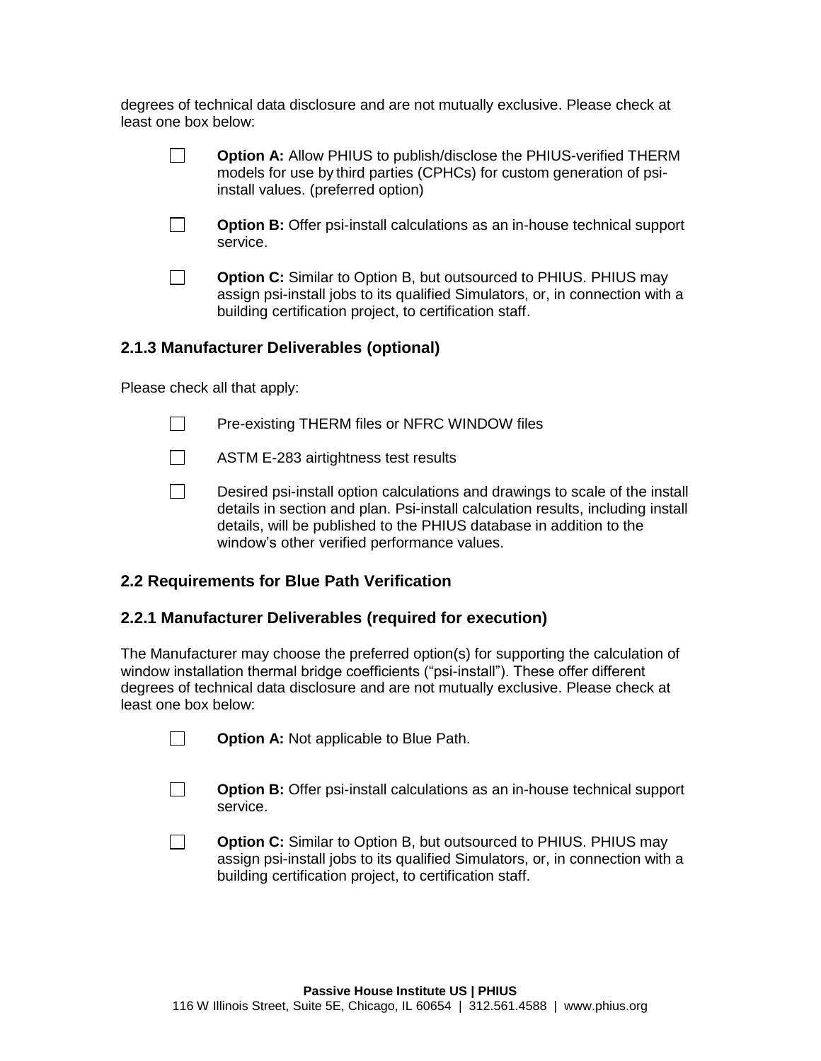degrees of technical data disclosure and are not mutually exclusive. Please check at least one box below:

- ☐ **Option A:** Allow PHIUS to publish/disclose the PHIUS-verified THERM models for use by third parties (CPHCs) for custom generation of psi-install values. (preferred option)
- ☐ **Option B:** Offer psi-install calculations as an in-house technical support service.
- ☐ **Option C:** Similar to Option B, but outsourced to PHIUS. PHIUS may assign psi-install jobs to its qualified Simulators, or, in connection with a building certification project, to certification staff.

### 2.1.3 Manufacturer Deliverables (optional)

Please check all that apply:

- ☐ Pre-existing THERM files or NFRC WINDOW files
- ☐ ASTM E-283 airtightness test results
- ☐ Desired psi-install option calculations and drawings to scale of the install details in section and plan. Psi-install calculation results, including install details, will be published to the PHIUS database in addition to the window's other verified performance values.

## 2.2 Requirements for Blue Path Verification

### 2.2.1 Manufacturer Deliverables (required for execution)

The Manufacturer may choose the preferred option(s) for supporting the calculation of window installation thermal bridge coefficients ("psi-install"). These offer different degrees of technical data disclosure and are not mutually exclusive. Please check at least one box below:

- ☐ **Option A:** Not applicable to Blue Path.
- ☐ **Option B:** Offer psi-install calculations as an in-house technical support service.
- ☐ **Option C:** Similar to Option B, but outsourced to PHIUS. PHIUS may assign psi-install jobs to its qualified Simulators, or, in connection with a building certification project, to certification staff.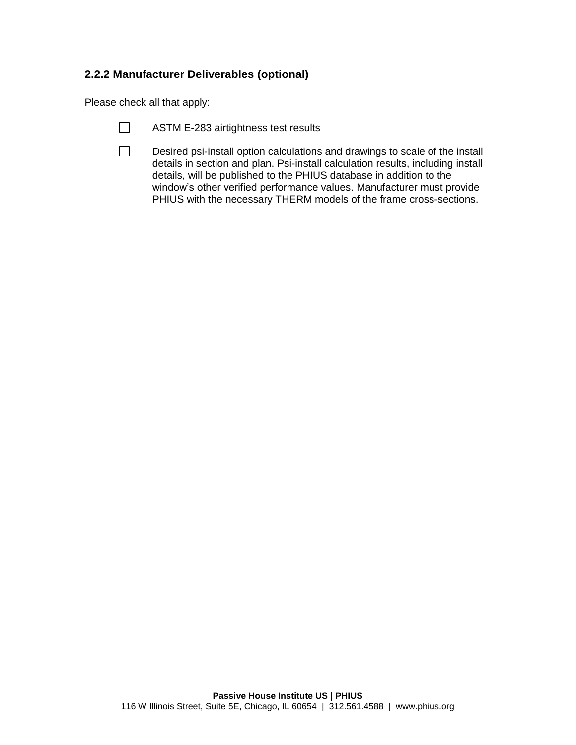### 2.2.2 Manufacturer Deliverables (optional)

Please check all that apply:

- [ ] ASTM E-283 airtightness test results
- [ ] Desired psi-install option calculations and drawings to scale of the install details in section and plan. Psi-install calculation results, including install details, will be published to the PHIUS database in addition to the window's other verified performance values. Manufacturer must provide PHIUS with the necessary THERM models of the frame cross-sections.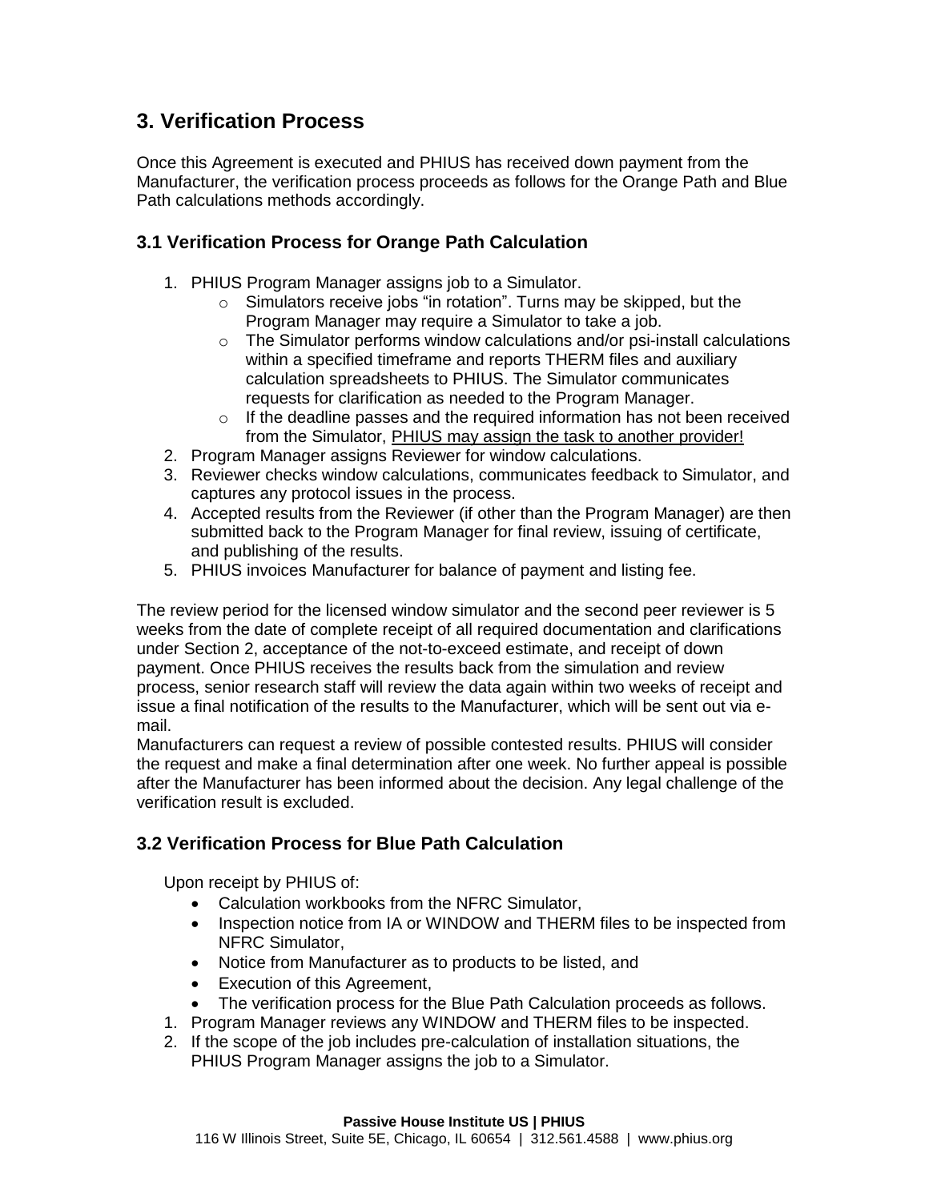## 3. Verification Process

Once this Agreement is executed and PHIUS has received down payment from the Manufacturer, the verification process proceeds as follows for the Orange Path and Blue Path calculations methods accordingly.

### 3.1 Verification Process for Orange Path Calculation

1. PHIUS Program Manager assigns job to a Simulator.
   - Simulators receive jobs "in rotation". Turns may be skipped, but the Program Manager may require a Simulator to take a job.
   - The Simulator performs window calculations and/or psi-install calculations within a specified timeframe and reports THERM files and auxiliary calculation spreadsheets to PHIUS. The Simulator communicates requests for clarification as needed to the Program Manager.
   - If the deadline passes and the required information has not been received from the Simulator, <u>PHIUS may assign the task to another provider!</u>
2. Program Manager assigns Reviewer for window calculations.
3. Reviewer checks window calculations, communicates feedback to Simulator, and captures any protocol issues in the process.
4. Accepted results from the Reviewer (if other than the Program Manager) are then submitted back to the Program Manager for final review, issuing of certificate, and publishing of the results.
5. PHIUS invoices Manufacturer for balance of payment and listing fee.

The review period for the licensed window simulator and the second peer reviewer is 5 weeks from the date of complete receipt of all required documentation and clarifications under Section 2, acceptance of the not-to-exceed estimate, and receipt of down payment. Once PHIUS receives the results back from the simulation and review process, senior research staff will review the data again within two weeks of receipt and issue a final notification of the results to the Manufacturer, which will be sent out via e-mail.

Manufacturers can request a review of possible contested results. PHIUS will consider the request and make a final determination after one week. No further appeal is possible after the Manufacturer has been informed about the decision. Any legal challenge of the verification result is excluded.

### 3.2 Verification Process for Blue Path Calculation

Upon receipt by PHIUS of:

- Calculation workbooks from the NFRC Simulator,
- Inspection notice from IA or WINDOW and THERM files to be inspected from NFRC Simulator,
- Notice from Manufacturer as to products to be listed, and
- Execution of this Agreement,
- The verification process for the Blue Path Calculation proceeds as follows.

1. Program Manager reviews any WINDOW and THERM files to be inspected.
2. If the scope of the job includes pre-calculation of installation situations, the PHIUS Program Manager assigns the job to a Simulator.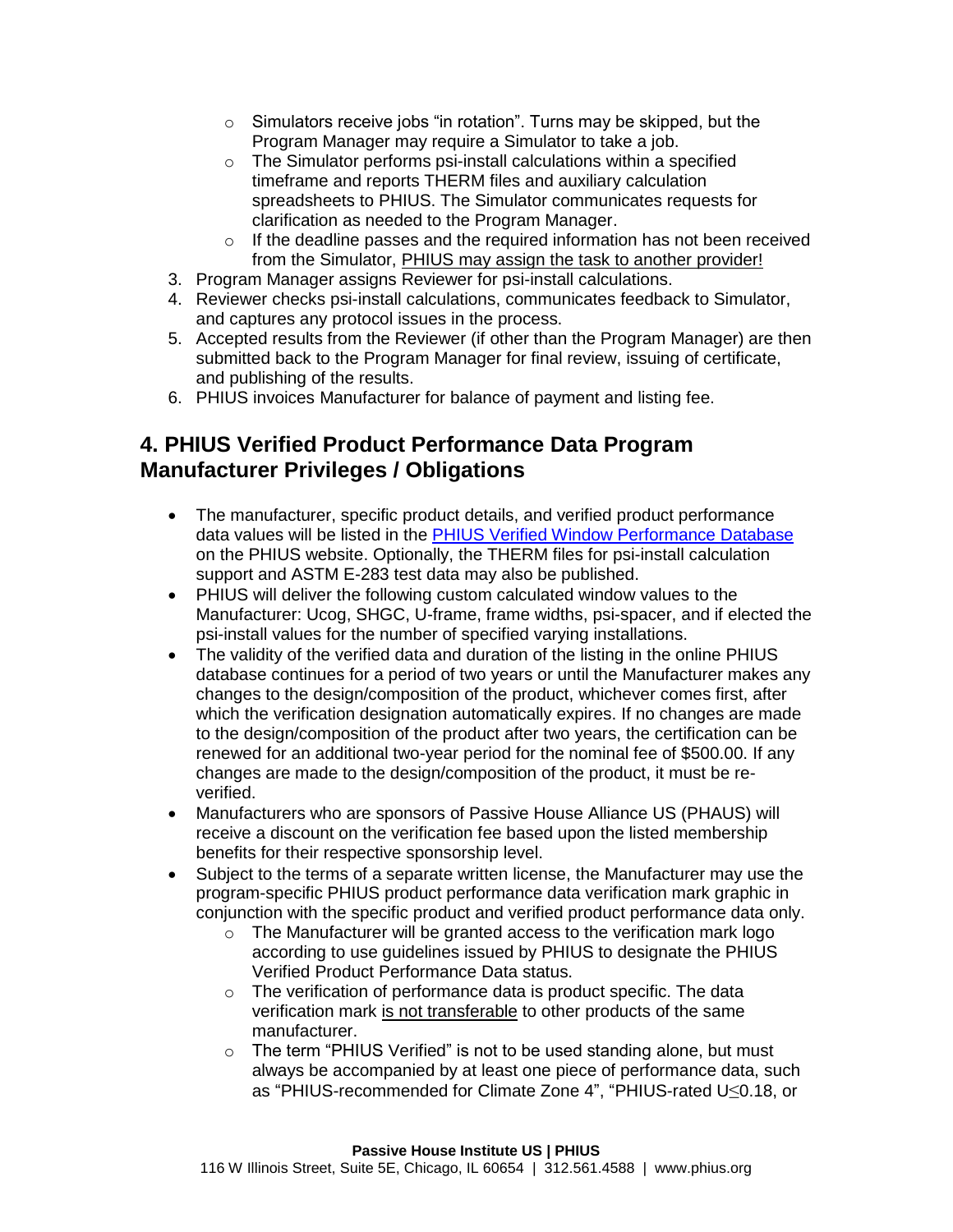- Simulators receive jobs "in rotation". Turns may be skipped, but the Program Manager may require a Simulator to take a job.
   - The Simulator performs psi-install calculations within a specified timeframe and reports THERM files and auxiliary calculation spreadsheets to PHIUS. The Simulator communicates requests for clarification as needed to the Program Manager.
   - If the deadline passes and the required information has not been received from the Simulator, PHIUS may assign the task to another provider!
3. Program Manager assigns Reviewer for psi-install calculations.
4. Reviewer checks psi-install calculations, communicates feedback to Simulator, and captures any protocol issues in the process.
5. Accepted results from the Reviewer (if other than the Program Manager) are then submitted back to the Program Manager for final review, issuing of certificate, and publishing of the results.
6. PHIUS invoices Manufacturer for balance of payment and listing fee.

## 4. PHIUS Verified Product Performance Data Program Manufacturer Privileges / Obligations

- The manufacturer, specific product details, and verified product performance data values will be listed in the PHIUS Verified Window Performance Database on the PHIUS website. Optionally, the THERM files for psi-install calculation support and ASTM E-283 test data may also be published.
- PHIUS will deliver the following custom calculated window values to the Manufacturer: Ucog, SHGC, U-frame, frame widths, psi-spacer, and if elected the psi-install values for the number of specified varying installations.
- The validity of the verified data and duration of the listing in the online PHIUS database continues for a period of two years or until the Manufacturer makes any changes to the design/composition of the product, whichever comes first, after which the verification designation automatically expires. If no changes are made to the design/composition of the product after two years, the certification can be renewed for an additional two-year period for the nominal fee of $500.00. If any changes are made to the design/composition of the product, it must be re-verified.
- Manufacturers who are sponsors of Passive House Alliance US (PHAUS) will receive a discount on the verification fee based upon the listed membership benefits for their respective sponsorship level.
- Subject to the terms of a separate written license, the Manufacturer may use the program-specific PHIUS product performance data verification mark graphic in conjunction with the specific product and verified product performance data only.
  - The Manufacturer will be granted access to the verification mark logo according to use guidelines issued by PHIUS to designate the PHIUS Verified Product Performance Data status.
  - The verification of performance data is product specific. The data verification mark is not transferable to other products of the same manufacturer.
  - The term "PHIUS Verified" is not to be used standing alone, but must always be accompanied by at least one piece of performance data, such as "PHIUS-recommended for Climate Zone 4", "PHIUS-rated U≤0.18, or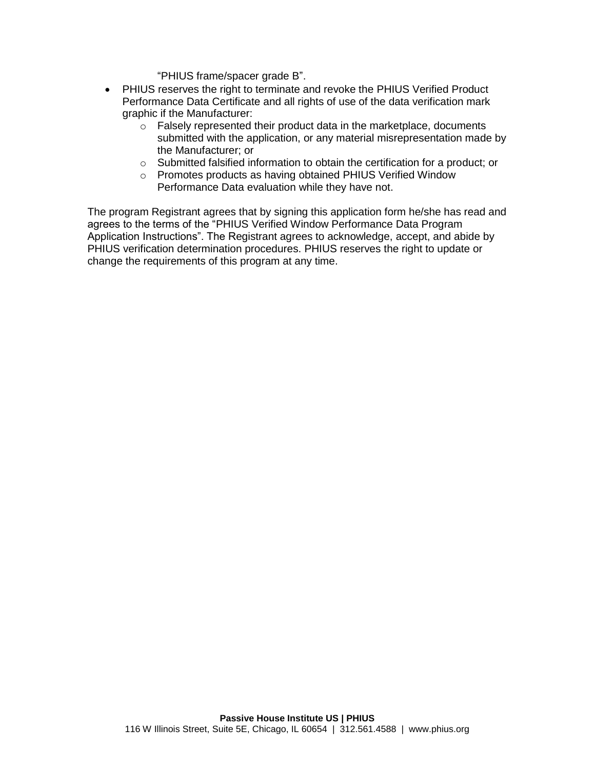"PHIUS frame/spacer grade B".

- PHIUS reserves the right to terminate and revoke the PHIUS Verified Product Performance Data Certificate and all rights of use of the data verification mark graphic if the Manufacturer:
  - Falsely represented their product data in the marketplace, documents submitted with the application, or any material misrepresentation made by the Manufacturer; or
  - Submitted falsified information to obtain the certification for a product; or
  - Promotes products as having obtained PHIUS Verified Window Performance Data evaluation while they have not.

The program Registrant agrees that by signing this application form he/she has read and agrees to the terms of the "PHIUS Verified Window Performance Data Program Application Instructions". The Registrant agrees to acknowledge, accept, and abide by PHIUS verification determination procedures. PHIUS reserves the right to update or change the requirements of this program at any time.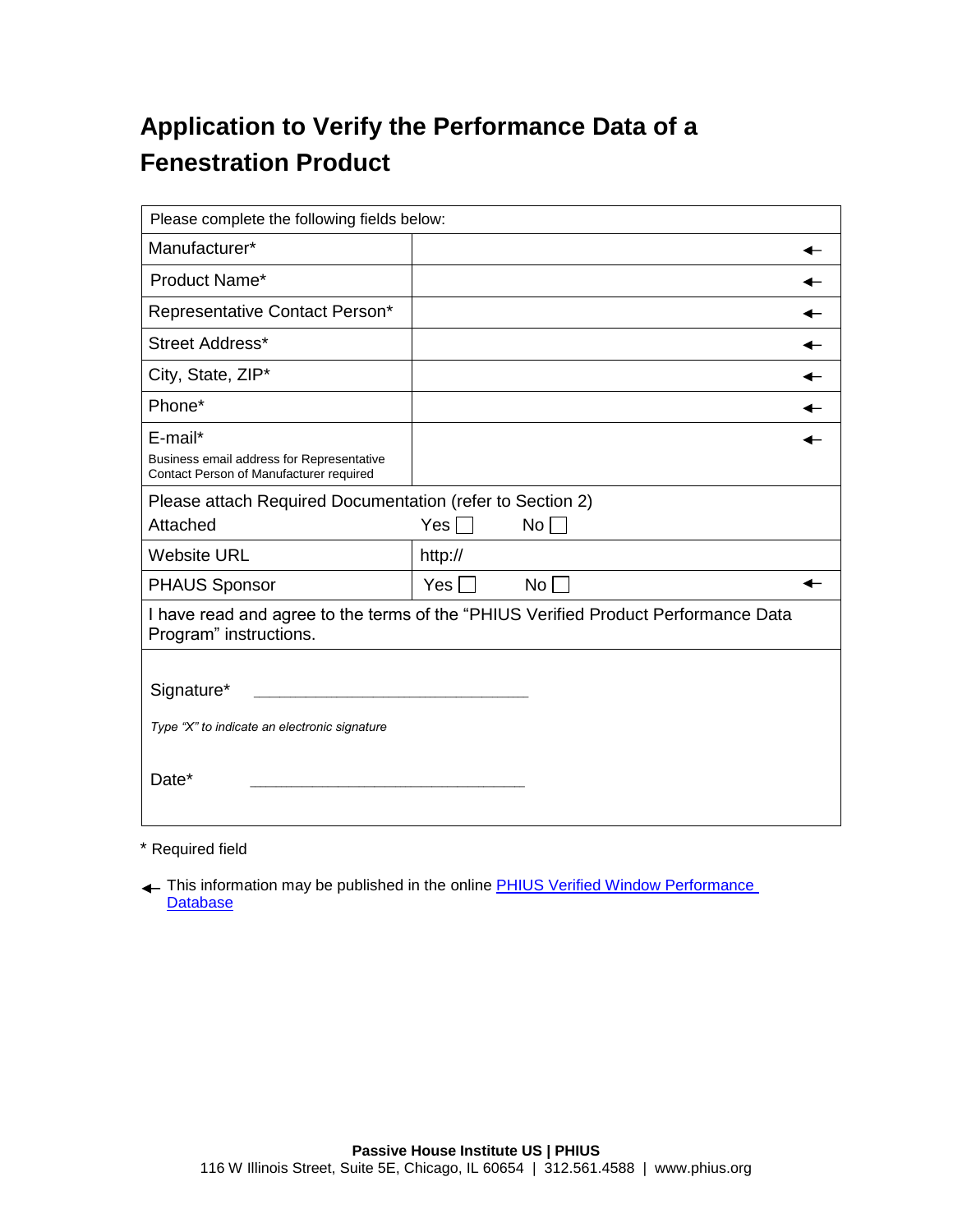# Application to Verify the Performance Data of a Fenestration Product

| Please complete the following fields below: | | |
|---|---|---|
| Manufacturer* | | ← |
| Product Name* | | ← |
| Representative Contact Person* | | ← |
| Street Address* | | ← |
| City, State, ZIP* | | ← |
| Phone* | | ← |
| E-mail* Business email address for Representative Contact Person of Manufacturer required | | ← |
| Please attach Required Documentation (refer to Section 2) Attached | Yes ☐ No ☐ | |
| Website URL | http:// | |
| PHAUS Sponsor | Yes ☐ No ☐ | ← |
| I have read and agree to the terms of the "PHIUS Verified Product Performance Data Program" instructions. | | |

Signature* ______________________________

*Type "X" to indicate an electronic signature*

Date* ______________________________

\* Required field

← This information may be published in the online [PHIUS Verified Window Performance Database]

**Passive House Institute US | PHIUS**
116 W Illinois Street, Suite 5E, Chicago, IL 60654 | 312.561.4588 | www.phius.org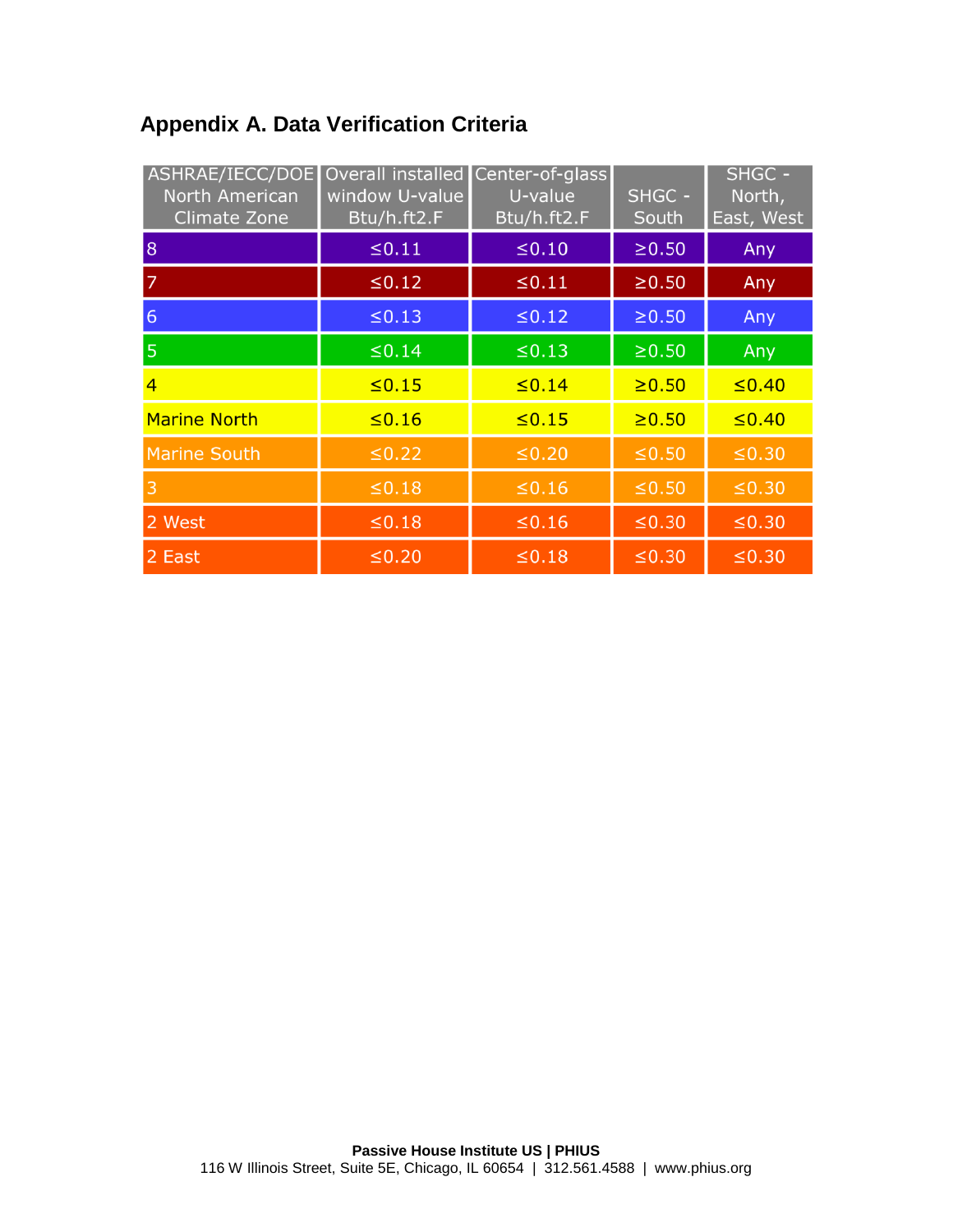## Appendix A. Data Verification Criteria

| ASHRAE/IECC/DOE North American Climate Zone | Overall installed window U-value Btu/h.ft2.F | Center-of-glass U-value Btu/h.ft2.F | SHGC - South | SHGC - North, East, West |
|---|---|---|---|---|
| 8 | ≤0.11 | ≤0.10 | ≥0.50 | Any |
| 7 | ≤0.12 | ≤0.11 | ≥0.50 | Any |
| 6 | ≤0.13 | ≤0.12 | ≥0.50 | Any |
| 5 | ≤0.14 | ≤0.13 | ≥0.50 | Any |
| 4 | ≤0.15 | ≤0.14 | ≥0.50 | ≤0.40 |
| Marine North | ≤0.16 | ≤0.15 | ≥0.50 | ≤0.40 |
| Marine South | ≤0.22 | ≤0.20 | ≤0.50 | ≤0.30 |
| 3 | ≤0.18 | ≤0.16 | ≤0.50 | ≤0.30 |
| 2 West | ≤0.18 | ≤0.16 | ≤0.30 | ≤0.30 |
| 2 East | ≤0.20 | ≤0.18 | ≤0.30 | ≤0.30 |